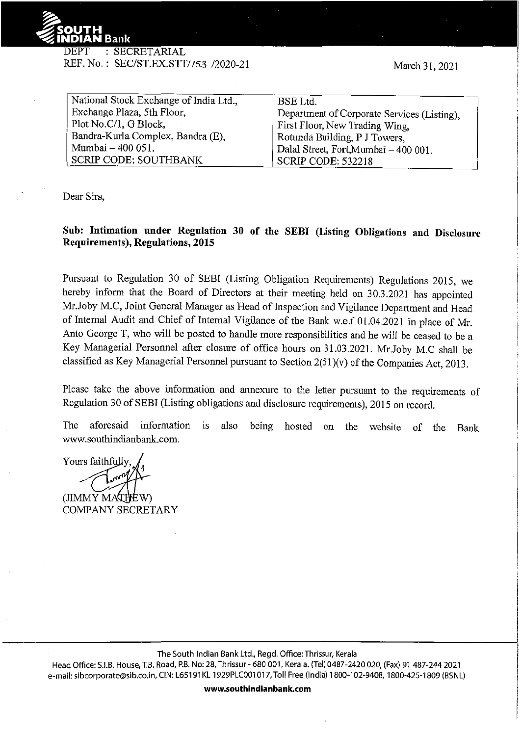**SOUTH INDIAN Bank**

DEPT : SECRETARIAL
REF. No. : SEC/ST.EX.STT/153 /2020-21

March 31, 2021

| National Stock Exchange of India Ltd., | BSE Ltd. |
|---|---|
| Exchange Plaza, 5th Floor, | Department of Corporate Services (Listing), |
| Plot No.C/1, G Block, | First Floor, New Trading Wing, |
| Bandra-Kurla Complex, Bandra (E), | Rotunda Building, P J Towers, |
| Mumbai – 400 051. | Dalal Street, Fort,Mumbai – 400 001. |
| SCRIP CODE: SOUTHBANK | SCRIP CODE: 532218 |

Dear Sirs,

**Sub: Intimation under Regulation 30 of the SEBI (Listing Obligations and Disclosure Requirements), Regulations, 2015**

Pursuant to Regulation 30 of SEBI (Listing Obligation Requirements) Regulations 2015, we hereby inform that the Board of Directors at their meeting held on 30.3.2021 has appointed Mr.Joby M.C, Joint General Manager as Head of Inspection and Vigilance Department and Head of Internal Audit and Chief of Internal Vigilance of the Bank w.e.f 01.04.2021 in place of Mr. Anto George T, who will be posted to handle more responsibilities and he will be ceased to be a Key Managerial Personnel after closure of office hours on 31.03.2021. Mr.Joby M.C shall be classified as Key Managerial Personnel pursuant to Section 2(51)(v) of the Companies Act, 2013.

Please take the above information and annexure to the letter pursuant to the requirements of Regulation 30 of SEBI (Listing obligations and disclosure requirements), 2015 on record.

The aforesaid information is also being hosted on the website of the Bank www.southindianbank.com.

Yours faithfully,

(JIMMY MATHEW)
COMPANY SECRETARY

The South Indian Bank Ltd., Regd. Office: Thrissur, Kerala
Head Office: S.I.B. House, T.B. Road, P.B. No: 28, Thrissur - 680 001, Kerala. (Tel) 0487-2420 020, (Fax) 91 487-244 2021
e-mail: sibcorporate@sib.co.in, CIN: L65191KL 1929PLC001017, Toll Free (India) 1800-102-9408, 1800-425-1809 (BSNL)

**www.southindianbank.com**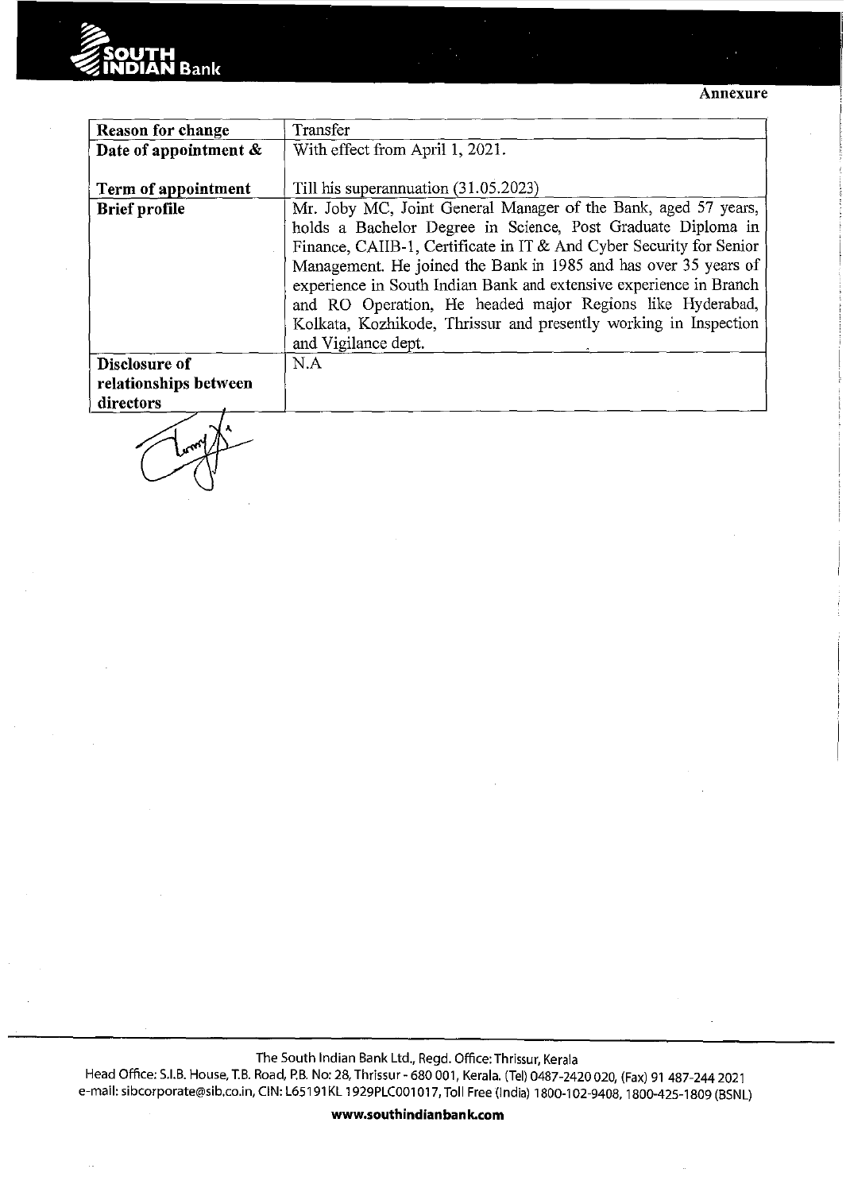**Annexure**

| | |
|---|---|
| **Reason for change** | Transfer |
| **Date of appointment &** <br> **Term of appointment** | With effect from April 1, 2021. <br> Till his superannuation (31.05.2023) |
| **Brief profile** | Mr. Joby MC, Joint General Manager of the Bank, aged 57 years, holds a Bachelor Degree in Science, Post Graduate Diploma in Finance, CAIIB-1, Certificate in IT & And Cyber Security for Senior Management. He joined the Bank in 1985 and has over 35 years of experience in South Indian Bank and extensive experience in Branch and RO Operation, He headed major Regions like Hyderabad, Kolkata, Kozhikode, Thrissur and presently working in Inspection and Vigilance dept. |
| **Disclosure of relationships between directors** | N.A |

The South Indian Bank Ltd., Regd. Office: Thrissur, Kerala
Head Office: S.I.B. House, T.B. Road, P.B. No: 28, Thrissur - 680 001, Kerala. (Tel) 0487-2420 020, (Fax) 91 487-244 2021
e-mail: sibcorporate@sib.co.in, CIN: L65191KL1929PLC001017, Toll Free (India) 1800-102-9408, 1800-425-1809 (BSNL)

**www.southindianbank.com**